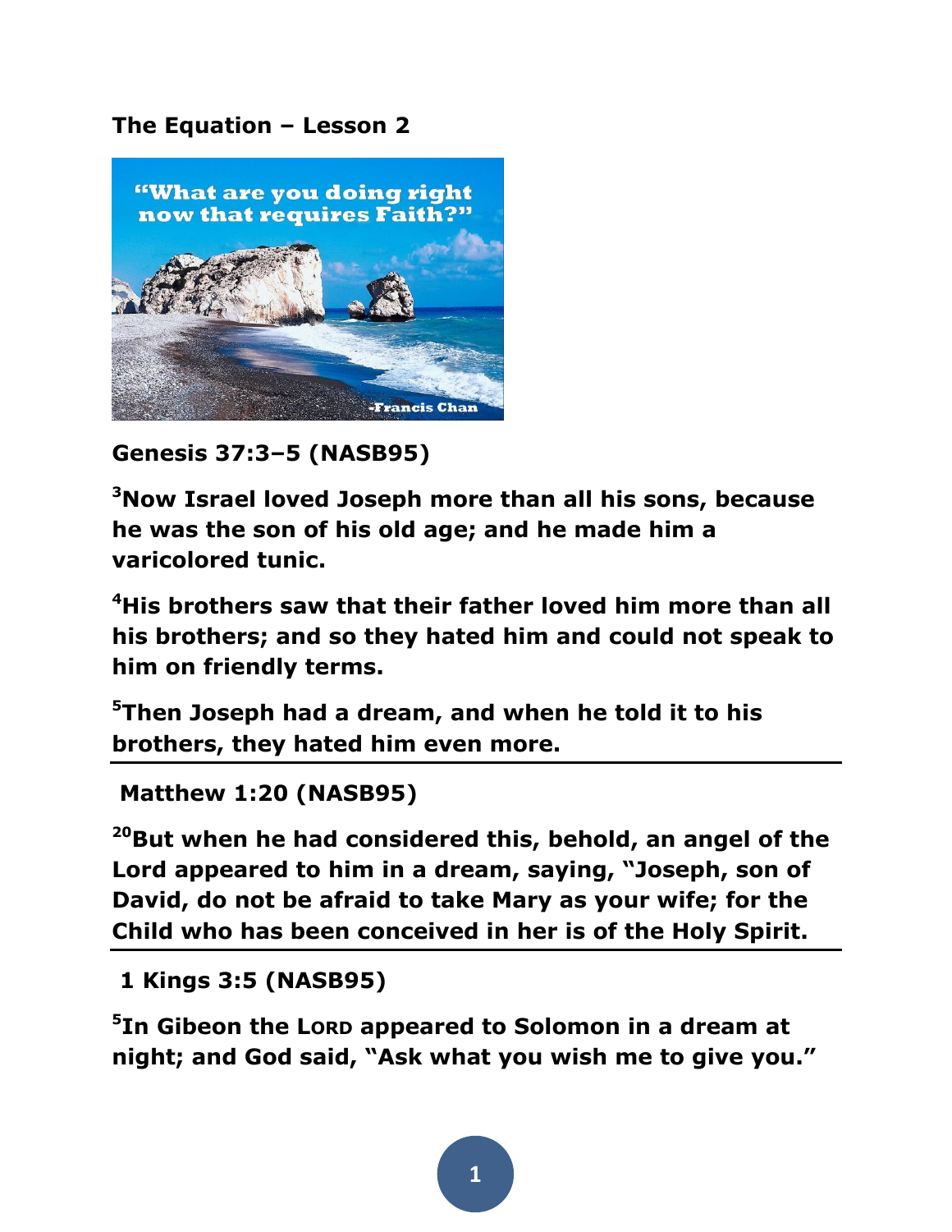**The Equation – Lesson 2**

**Genesis 37:3–5 (NASB95)**

**[3]Now Israel loved Joseph more than all his sons, because he was the son of his old age; and he made him a varicolored tunic.**

**[4]His brothers saw that their father loved him more than all his brothers; and so they hated him and could not speak to him on friendly terms.**

**[5]Then Joseph had a dream, and when he told it to his brothers, they hated him even more.**

---

**Matthew 1:20 (NASB95)**

**[20]But when he had considered this, behold, an angel of the Lord appeared to him in a dream, saying, "Joseph, son of David, do not be afraid to take Mary as your wife; for the Child who has been conceived in her is of the Holy Spirit.**

---

**1 Kings 3:5 (NASB95)**

**[5]In Gibeon the LORD appeared to Solomon in a dream at night; and God said, "Ask what you wish me to give you."**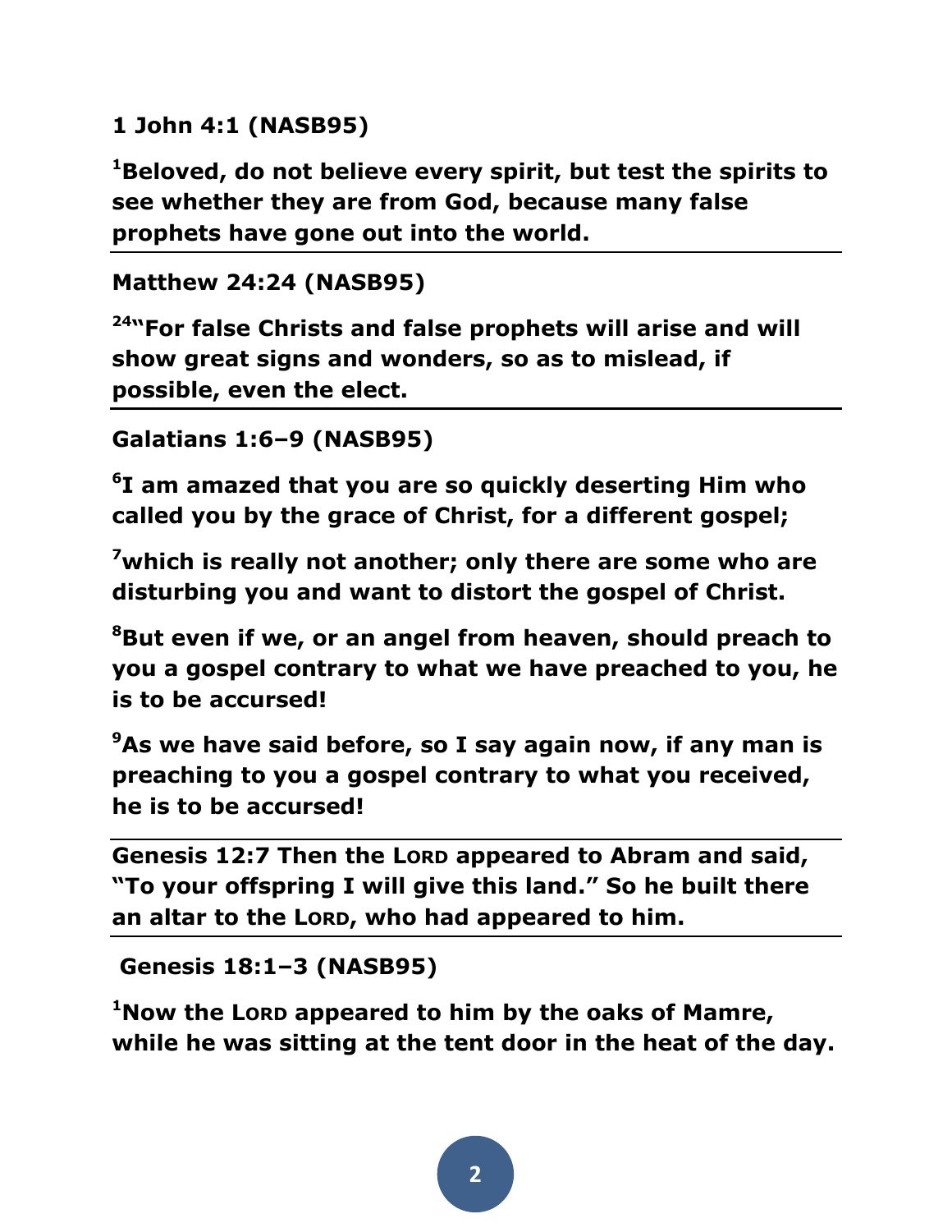**1 John 4:1 (NASB95)**

**[1]Beloved, do not believe every spirit, but test the spirits to see whether they are from God, because many false prophets have gone out into the world.**

---

**Matthew 24:24 (NASB95)**

**[24]"For false Christs and false prophets will arise and will show great signs and wonders, so as to mislead, if possible, even the elect.**

---

**Galatians 1:6–9 (NASB95)**

**[6]I am amazed that you are so quickly deserting Him who called you by the grace of Christ, for a different gospel;**

**[7]which is really not another; only there are some who are disturbing you and want to distort the gospel of Christ.**

**[8]But even if we, or an angel from heaven, should preach to you a gospel contrary to what we have preached to you, he is to be accursed!**

**[9]As we have said before, so I say again now, if any man is preaching to you a gospel contrary to what you received, he is to be accursed!**

---

**Genesis 12:7 Then the LORD appeared to Abram and said, "To your offspring I will give this land." So he built there an altar to the LORD, who had appeared to him.**

---

**Genesis 18:1–3 (NASB95)**

**[1]Now the LORD appeared to him by the oaks of Mamre, while he was sitting at the tent door in the heat of the day.**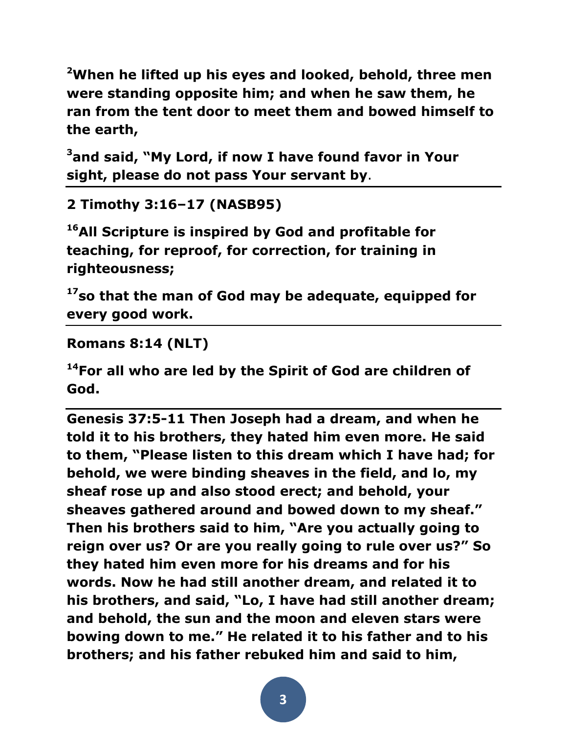**[2]When he lifted up his eyes and looked, behold, three men were standing opposite him; and when he saw them, he ran from the tent door to meet them and bowed himself to the earth,**

**[3]and said, "My Lord, if now I have found favor in Your sight, please do not pass Your servant by**.

---

**2 Timothy 3:16–17 (NASB95)**

**[16]All Scripture is inspired by God and profitable for teaching, for reproof, for correction, for training in righteousness;**

**[17]so that the man of God may be adequate, equipped for every good work.**

---

**Romans 8:14 (NLT)**

**[14]For all who are led by the Spirit of God are children of God.**

---

**Genesis 37:5-11 Then Joseph had a dream, and when he told it to his brothers, they hated him even more. He said to them, "Please listen to this dream which I have had; for behold, we were binding sheaves in the field, and lo, my sheaf rose up and also stood erect; and behold, your sheaves gathered around and bowed down to my sheaf." Then his brothers said to him, "Are you actually going to reign over us? Or are you really going to rule over us?" So they hated him even more for his dreams and for his words. Now he had still another dream, and related it to his brothers, and said, "Lo, I have had still another dream; and behold, the sun and the moon and eleven stars were bowing down to me." He related it to his father and to his brothers; and his father rebuked him and said to him,**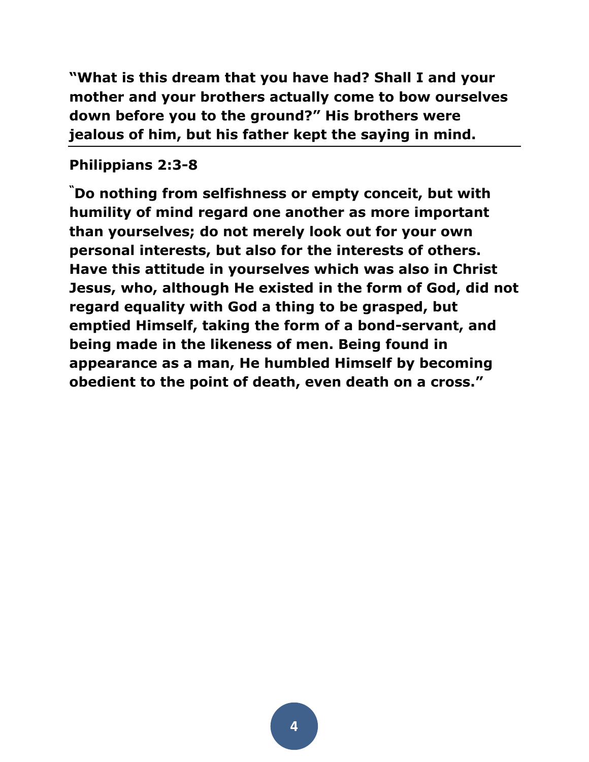**"What is this dream that you have had? Shall I and your mother and your brothers actually come to bow ourselves down before you to the ground?" His brothers were jealous of him, but his father kept the saying in mind.**

---

**Philippians 2:3-8**

**"Do nothing from selfishness or empty conceit, but with humility of mind regard one another as more important than yourselves; do not merely look out for your own personal interests, but also for the interests of others. Have this attitude in yourselves which was also in Christ Jesus, who, although He existed in the form of God, did not regard equality with God a thing to be grasped, but emptied Himself, taking the form of a bond-servant, and being made in the likeness of men. Being found in appearance as a man, He humbled Himself by becoming obedient to the point of death, even death on a cross."**